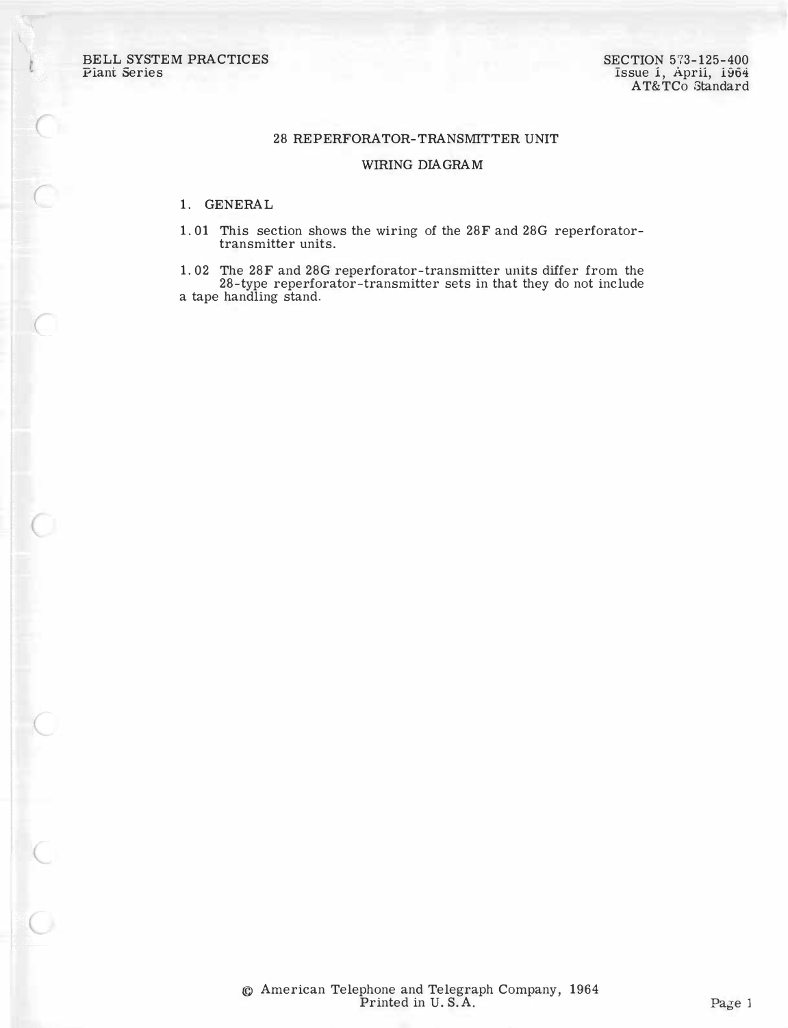BELL SYSTEM PRACTICES
Plant Series

SECTION 573-125-400
Issue 1, April, 1964
AT&TCo Standard

# 28 REPERFORATOR-TRANSMITTER UNIT

## WIRING DIAGRAM

### 1. GENERAL

1.01 This section shows the wiring of the 28F and 28G reperforator-transmitter units.

1.02 The 28F and 28G reperforator-transmitter units differ from the 28-type reperforator-transmitter sets in that they do not include a tape handling stand.

© American Telephone and Telegraph Company, 1964
Printed in U. S. A.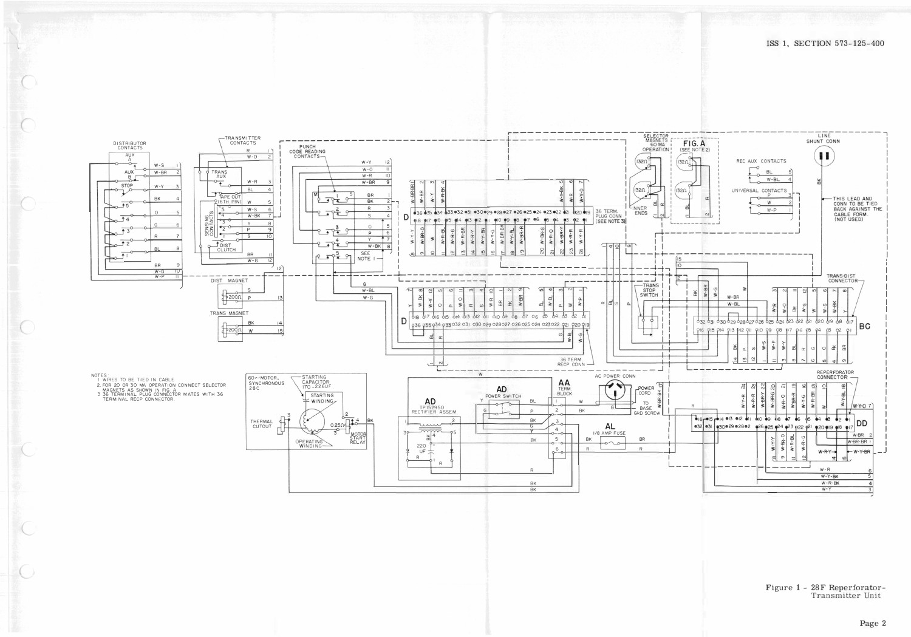NOTES

1. WIRES TO BE TIED IN CABLE
2. FOR 20 OR 30 MA OPERATION CONNECT SELECTOR MAGNETS AS SHOWN IN FIG A.
3. 36 TERMINAL PLUG CONNECTOR MATES WITH 36 TERMINAL RECP CONNECTOR.

Figure 1 - 28F Reperforator-Transmitter Unit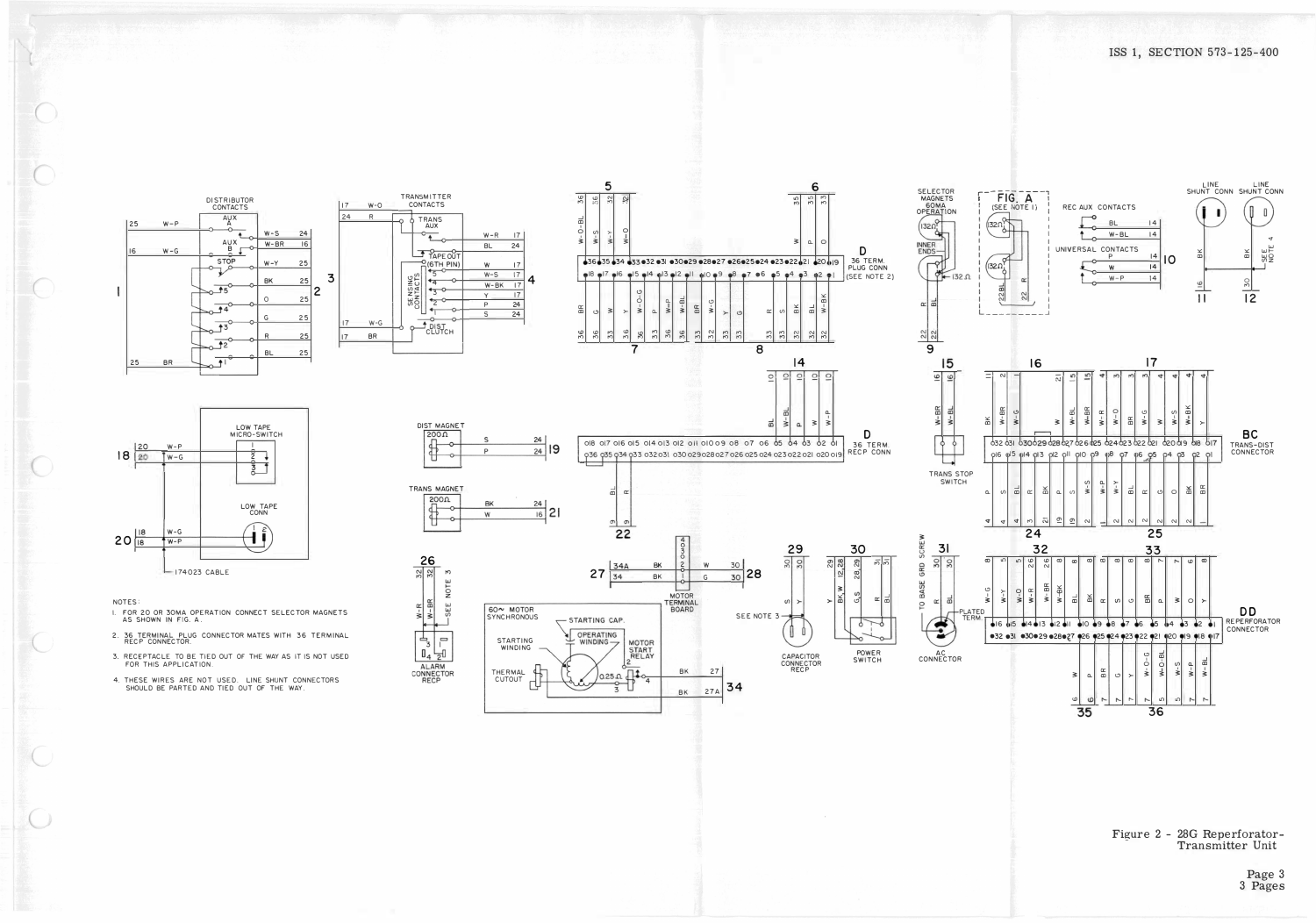NOTES:

1. FOR 20 OR 30MA OPERATION CONNECT SELECTOR MAGNETS AS SHOWN IN FIG. A.
2. 36 TERMINAL PLUG CONNECTOR MATES WITH 36 TERMINAL RECP CONNECTOR.
3. RECEPTACLE TO BE TIED OUT OF THE WAY AS IT IS NOT USED FOR THIS APPLICATION.
4. THESE WIRES ARE NOT USED. LINE SHUNT CONNECTORS SHOULD BE PARTED AND TIED OUT OF THE WAY.

Figure 2 - 28G Reperforator-Transmitter Unit